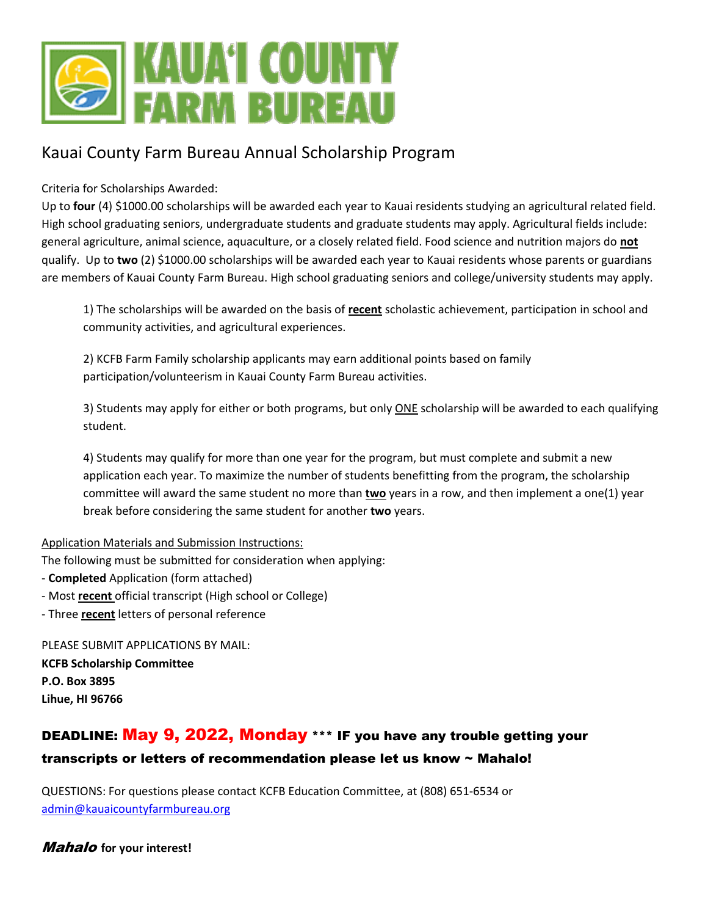# KAUA'I COUNTY FARM BUREAU

## Kauai County Farm Bureau Annual Scholarship Program

Criteria for Scholarships Awarded:

Up to **four** (4) $1000.00 scholarships will be awarded each year to Kauai residents studying an agricultural related field. High school graduating seniors, undergraduate students and graduate students may apply. Agricultural fields include: general agriculture, animal science, aquaculture, or a closely related field. Food science and nutrition majors do **not** qualify. Up to **two** (2) $1000.00 scholarships will be awarded each year to Kauai residents whose parents or guardians are members of Kauai County Farm Bureau. High school graduating seniors and college/university students may apply.

1) The scholarships will be awarded on the basis of **recent** scholastic achievement, participation in school and community activities, and agricultural experiences.

2) KCFB Farm Family scholarship applicants may earn additional points based on family participation/volunteerism in Kauai County Farm Bureau activities.

3) Students may apply for either or both programs, but only ONE scholarship will be awarded to each qualifying student.

4) Students may qualify for more than one year for the program, but must complete and submit a new application each year. To maximize the number of students benefitting from the program, the scholarship committee will award the same student no more than **two** years in a row, and then implement a one(1) year break before considering the same student for another **two** years.

Application Materials and Submission Instructions:

The following must be submitted for consideration when applying:

- **Completed** Application (form attached)
- Most **recent** official transcript (High school or College)
- Three **recent** letters of personal reference

PLEASE SUBMIT APPLICATIONS BY MAIL:

**KCFB Scholarship Committee**
**P.O. Box 3895**
**Lihue, HI 96766**

**DEADLINE: May 9, 2022, Monday \*\*\* IF you have any trouble getting your transcripts or letters of recommendation please let us know ~ Mahalo!**

QUESTIONS: For questions please contact KCFB Education Committee, at (808) 651-6534 or admin@kauaicountyfarmbureau.org

***Mahalo*** **for your interest!**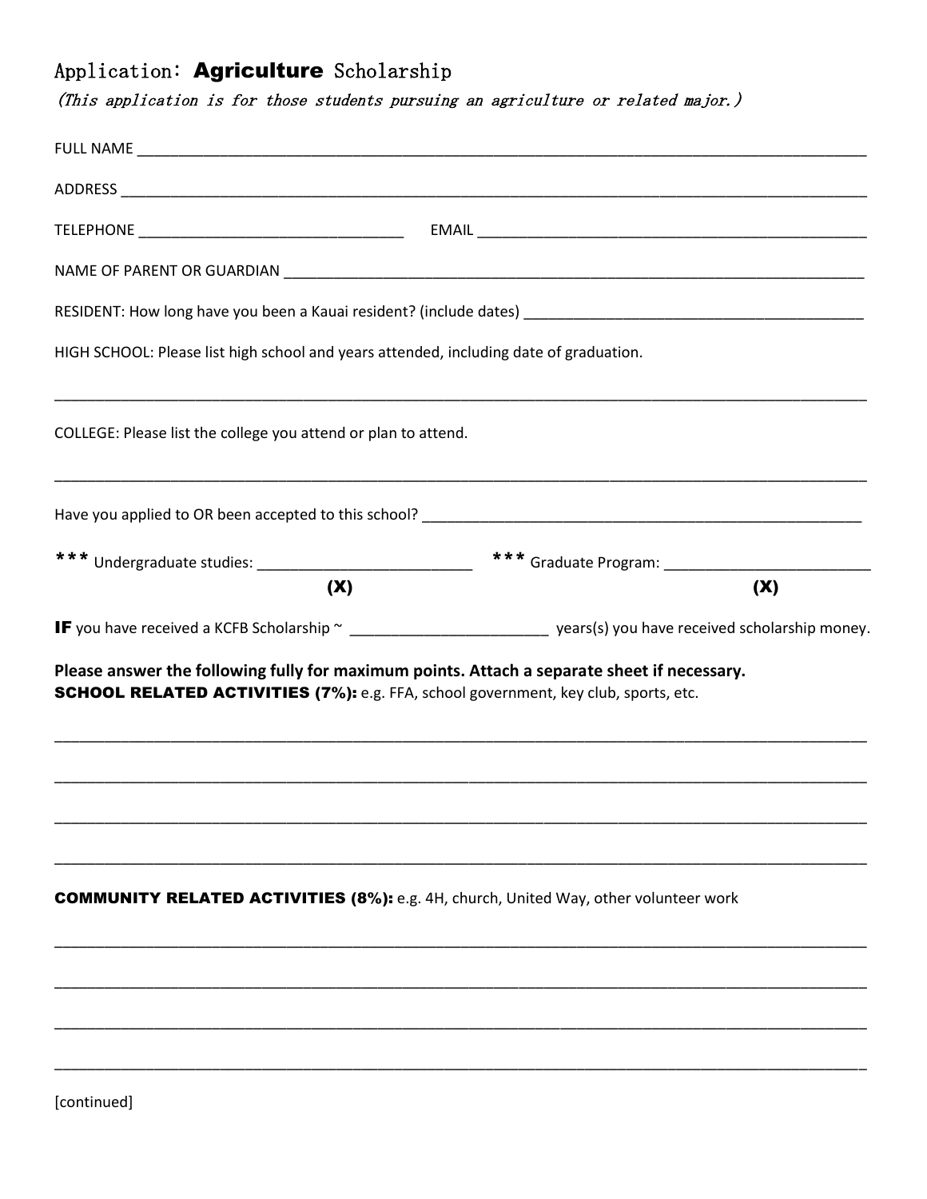# Application: **Agriculture** Scholarship

*(This application is for those students pursuing an agriculture or related major.)*

FULL NAME ______________________________________________________________________________

ADDRESS ________________________________________________________________________________

TELEPHONE ______________________________ EMAIL ___________________________________________

NAME OF PARENT OR GUARDIAN _____________________________________________________________

RESIDENT: How long have you been a Kauai resident? (include dates) _________________________________

HIGH SCHOOL: Please list high school and years attended, including date of graduation.

_________________________________________________________________________________________

COLLEGE: Please list the college you attend or plan to attend.

_________________________________________________________________________________________

Have you applied to OR been accepted to this school? ____________________________________________

*** Undergraduate studies: ________________________ *** Graduate Program: ________________________

(X) (X)

**IF** you have received a KCFB Scholarship ~ ______________________ years(s) you have received scholarship money.

**Please answer the following fully for maximum points. Attach a separate sheet if necessary.**

**SCHOOL RELATED ACTIVITIES (7%):** e.g. FFA, school government, key club, sports, etc.

_________________________________________________________________________________________

_________________________________________________________________________________________

_________________________________________________________________________________________

_________________________________________________________________________________________

**COMMUNITY RELATED ACTIVITIES (8%):** e.g. 4H, church, United Way, other volunteer work

_________________________________________________________________________________________

_________________________________________________________________________________________

_________________________________________________________________________________________

_________________________________________________________________________________________

[continued]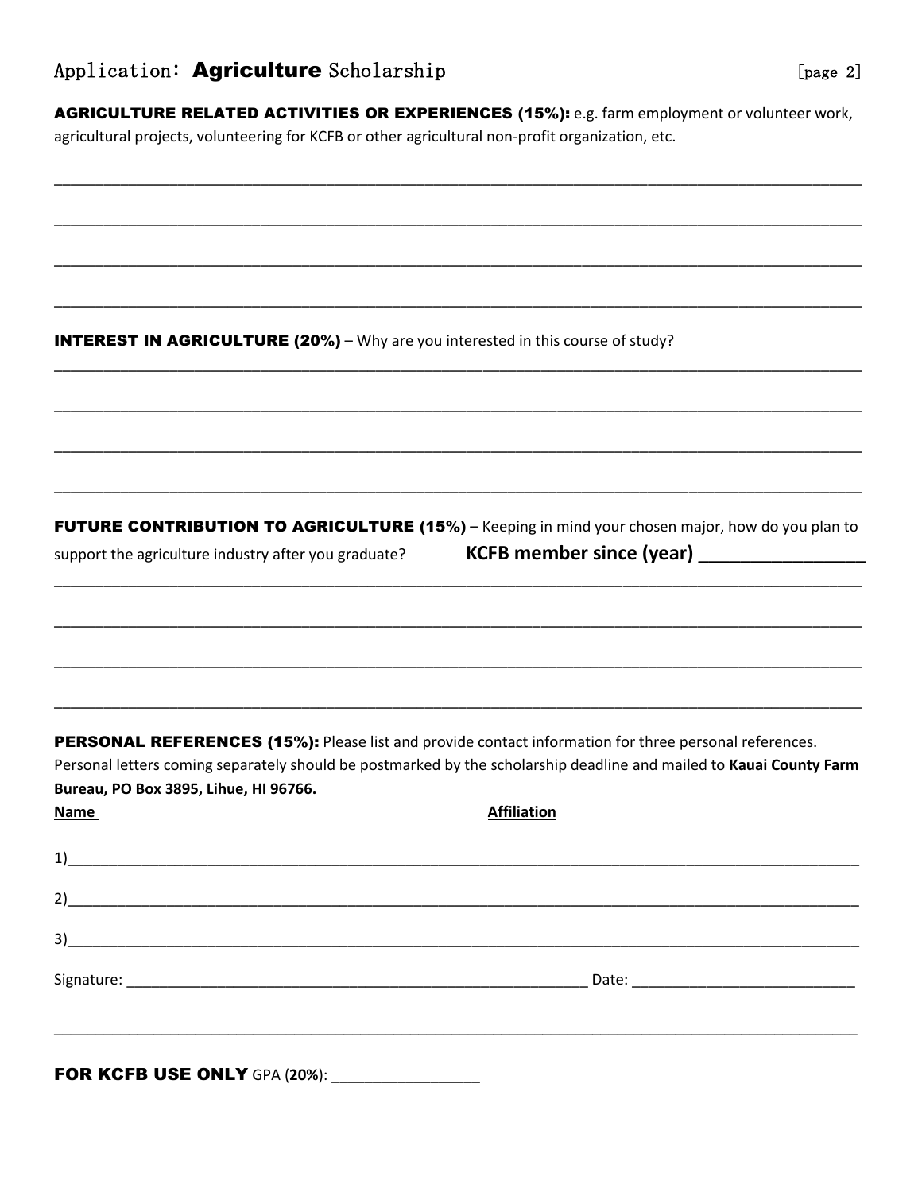## Application: **Agriculture** Scholarship

[page 2]

**AGRICULTURE RELATED ACTIVITIES OR EXPERIENCES (15%):** e.g. farm employment or volunteer work, agricultural projects, volunteering for KCFB or other agricultural non-profit organization, etc.

\_\_\_\_\_\_\_\_\_\_\_\_\_\_\_\_\_\_\_\_\_\_\_\_\_\_\_\_\_\_\_\_\_\_\_\_\_\_\_\_\_\_\_\_\_\_\_\_\_\_\_\_\_\_\_\_\_\_\_\_\_\_\_\_\_\_\_\_\_\_\_\_\_\_\_\_\_\_

\_\_\_\_\_\_\_\_\_\_\_\_\_\_\_\_\_\_\_\_\_\_\_\_\_\_\_\_\_\_\_\_\_\_\_\_\_\_\_\_\_\_\_\_\_\_\_\_\_\_\_\_\_\_\_\_\_\_\_\_\_\_\_\_\_\_\_\_\_\_\_\_\_\_\_\_\_\_

\_\_\_\_\_\_\_\_\_\_\_\_\_\_\_\_\_\_\_\_\_\_\_\_\_\_\_\_\_\_\_\_\_\_\_\_\_\_\_\_\_\_\_\_\_\_\_\_\_\_\_\_\_\_\_\_\_\_\_\_\_\_\_\_\_\_\_\_\_\_\_\_\_\_\_\_\_\_

\_\_\_\_\_\_\_\_\_\_\_\_\_\_\_\_\_\_\_\_\_\_\_\_\_\_\_\_\_\_\_\_\_\_\_\_\_\_\_\_\_\_\_\_\_\_\_\_\_\_\_\_\_\_\_\_\_\_\_\_\_\_\_\_\_\_\_\_\_\_\_\_\_\_\_\_\_\_

**INTEREST IN AGRICULTURE (20%)** – Why are you interested in this course of study?

\_\_\_\_\_\_\_\_\_\_\_\_\_\_\_\_\_\_\_\_\_\_\_\_\_\_\_\_\_\_\_\_\_\_\_\_\_\_\_\_\_\_\_\_\_\_\_\_\_\_\_\_\_\_\_\_\_\_\_\_\_\_\_\_\_\_\_\_\_\_\_\_\_\_\_\_\_\_

\_\_\_\_\_\_\_\_\_\_\_\_\_\_\_\_\_\_\_\_\_\_\_\_\_\_\_\_\_\_\_\_\_\_\_\_\_\_\_\_\_\_\_\_\_\_\_\_\_\_\_\_\_\_\_\_\_\_\_\_\_\_\_\_\_\_\_\_\_\_\_\_\_\_\_\_\_\_

\_\_\_\_\_\_\_\_\_\_\_\_\_\_\_\_\_\_\_\_\_\_\_\_\_\_\_\_\_\_\_\_\_\_\_\_\_\_\_\_\_\_\_\_\_\_\_\_\_\_\_\_\_\_\_\_\_\_\_\_\_\_\_\_\_\_\_\_\_\_\_\_\_\_\_\_\_\_

\_\_\_\_\_\_\_\_\_\_\_\_\_\_\_\_\_\_\_\_\_\_\_\_\_\_\_\_\_\_\_\_\_\_\_\_\_\_\_\_\_\_\_\_\_\_\_\_\_\_\_\_\_\_\_\_\_\_\_\_\_\_\_\_\_\_\_\_\_\_\_\_\_\_\_\_\_\_

**FUTURE CONTRIBUTION TO AGRICULTURE (15%)** – Keeping in mind your chosen major, how do you plan to support the agriculture industry after you graduate?

**KCFB member since (year) \_\_\_\_\_\_\_\_\_\_\_\_\_\_\_\_**

\_\_\_\_\_\_\_\_\_\_\_\_\_\_\_\_\_\_\_\_\_\_\_\_\_\_\_\_\_\_\_\_\_\_\_\_\_\_\_\_\_\_\_\_\_\_\_\_\_\_\_\_\_\_\_\_\_\_\_\_\_\_\_\_\_\_\_\_\_\_\_\_\_\_\_\_\_\_

\_\_\_\_\_\_\_\_\_\_\_\_\_\_\_\_\_\_\_\_\_\_\_\_\_\_\_\_\_\_\_\_\_\_\_\_\_\_\_\_\_\_\_\_\_\_\_\_\_\_\_\_\_\_\_\_\_\_\_\_\_\_\_\_\_\_\_\_\_\_\_\_\_\_\_\_\_\_

\_\_\_\_\_\_\_\_\_\_\_\_\_\_\_\_\_\_\_\_\_\_\_\_\_\_\_\_\_\_\_\_\_\_\_\_\_\_\_\_\_\_\_\_\_\_\_\_\_\_\_\_\_\_\_\_\_\_\_\_\_\_\_\_\_\_\_\_\_\_\_\_\_\_\_\_\_\_

\_\_\_\_\_\_\_\_\_\_\_\_\_\_\_\_\_\_\_\_\_\_\_\_\_\_\_\_\_\_\_\_\_\_\_\_\_\_\_\_\_\_\_\_\_\_\_\_\_\_\_\_\_\_\_\_\_\_\_\_\_\_\_\_\_\_\_\_\_\_\_\_\_\_\_\_\_\_

**PERSONAL REFERENCES (15%):** Please list and provide contact information for three personal references. Personal letters coming separately should be postmarked by the scholarship deadline and mailed to **Kauai County Farm Bureau, PO Box 3895, Lihue, HI 96766.**

| Name | Affiliation |
| --- | --- |
| 1) | |
| 2) | |
| 3) | |

Signature: \_\_\_\_\_\_\_\_\_\_\_\_\_\_\_\_\_\_\_\_\_\_\_\_\_\_\_\_\_\_\_\_\_\_\_\_\_\_\_\_ Date: \_\_\_\_\_\_\_\_\_\_\_\_\_\_\_\_\_\_\_\_\_\_\_\_

**FOR KCFB USE ONLY** GPA (**20%**): \_\_\_\_\_\_\_\_\_\_\_\_\_\_\_\_\_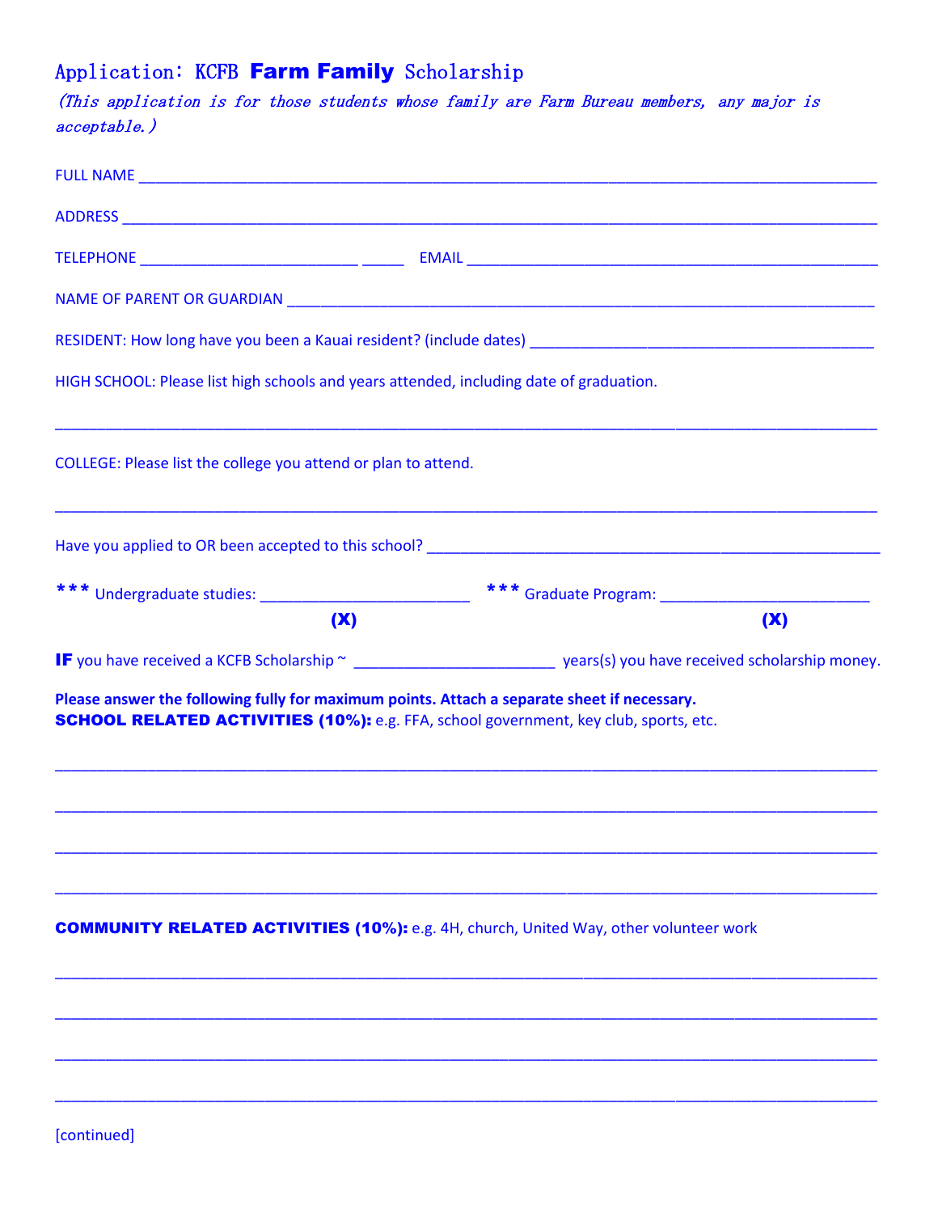# Application: KCFB **Farm Family** Scholarship

*(This application is for those students whose family are Farm Bureau members, any major is acceptable.)*

FULL NAME ____________________________________________________________________________

ADDRESS ______________________________________________________________________________

TELEPHONE _________________________ _____ EMAIL _____________________________________________

NAME OF PARENT OR GUARDIAN ____________________________________________________________

RESIDENT: How long have you been a Kauai resident? (include dates) ______________________________________

HIGH SCHOOL: Please list high schools and years attended, including date of graduation.

______________________________________________________________________________________

COLLEGE: Please list the college you attend or plan to attend.

______________________________________________________________________________________

Have you applied to OR been accepted to this school? ___________________________________________________

**\*\*\*** Undergraduate studies: ________________________ **(X)** **\*\*\*** Graduate Program: ________________________ **(X)**

**IF** you have received a KCFB Scholarship ~ ______________________ years(s) you have received scholarship money.

**Please answer the following fully for maximum points. Attach a separate sheet if necessary.**

**SCHOOL RELATED ACTIVITIES (10%):** e.g. FFA, school government, key club, sports, etc.

______________________________________________________________________________________

______________________________________________________________________________________

______________________________________________________________________________________

______________________________________________________________________________________

**COMMUNITY RELATED ACTIVITIES (10%):** e.g. 4H, church, United Way, other volunteer work

______________________________________________________________________________________

______________________________________________________________________________________

______________________________________________________________________________________

______________________________________________________________________________________

[continued]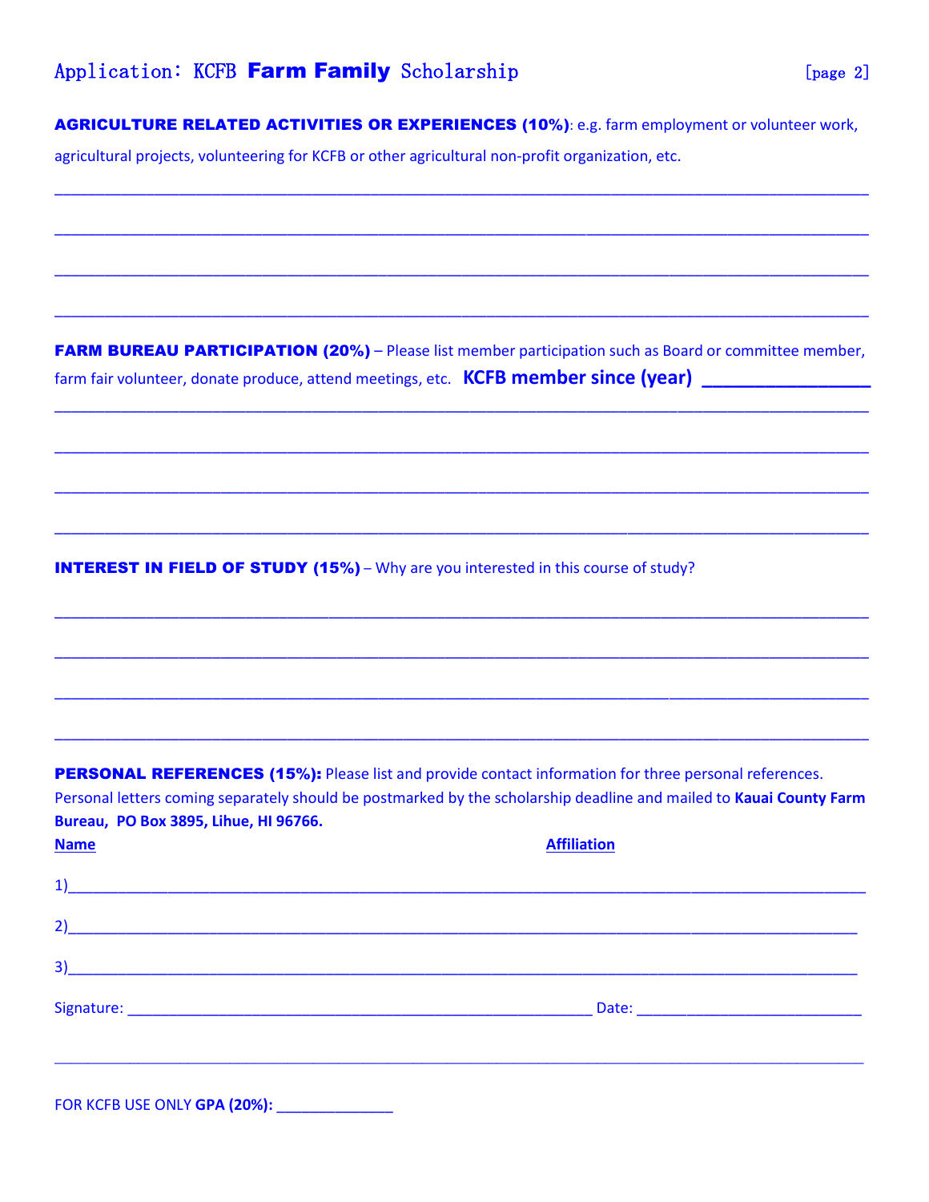# Application: KCFB **Farm Family** Scholarship

**AGRICULTURE RELATED ACTIVITIES OR EXPERIENCES (10%)**: e.g. farm employment or volunteer work, agricultural projects, volunteering for KCFB or other agricultural non-profit organization, etc.

______________________________________________________________________________

______________________________________________________________________________

______________________________________________________________________________

______________________________________________________________________________

**FARM BUREAU PARTICIPATION (20%)** – Please list member participation such as Board or committee member, farm fair volunteer, donate produce, attend meetings, etc. **KCFB member since (year) ________________**

______________________________________________________________________________

______________________________________________________________________________

______________________________________________________________________________

______________________________________________________________________________

**INTEREST IN FIELD OF STUDY (15%)** – Why are you interested in this course of study?

______________________________________________________________________________

______________________________________________________________________________

______________________________________________________________________________

______________________________________________________________________________

**PERSONAL REFERENCES (15%):** Please list and provide contact information for three personal references. Personal letters coming separately should be postmarked by the scholarship deadline and mailed to **Kauai County Farm Bureau, PO Box 3895, Lihue, HI 96766.**

**Name** **Affiliation**

1)____________________________________________________________________________

2)____________________________________________________________________________

3)____________________________________________________________________________

Signature: _____________________________________________ Date: ______________________

______________________________________________________________________________

FOR KCFB USE ONLY **GPA (20%):** ______________